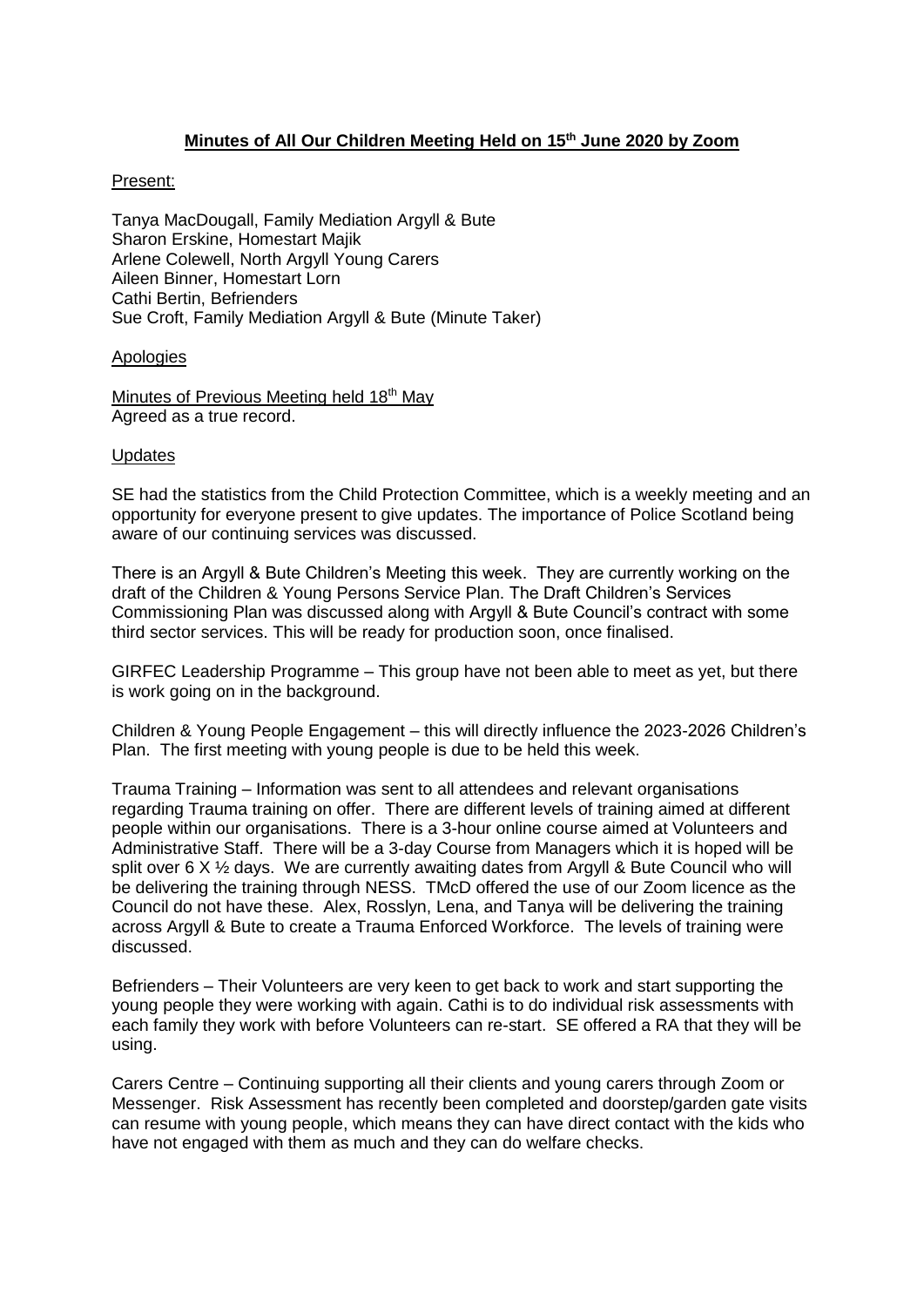# Minutes of All Our Children Meeting Held on 15th June 2020 by Zoom

Present:

Tanya MacDougall, Family Mediation Argyll & Bute
Sharon Erskine, Homestart Majik
Arlene Colewell, North Argyll Young Carers
Aileen Binner, Homestart Lorn
Cathi Bertin, Befrienders
Sue Croft, Family Mediation Argyll & Bute (Minute Taker)

Apologies

Minutes of Previous Meeting held 18th May
Agreed as a true record.

Updates

SE had the statistics from the Child Protection Committee, which is a weekly meeting and an opportunity for everyone present to give updates. The importance of Police Scotland being aware of our continuing services was discussed.

There is an Argyll & Bute Children's Meeting this week. They are currently working on the draft of the Children & Young Persons Service Plan. The Draft Children's Services Commissioning Plan was discussed along with Argyll & Bute Council's contract with some third sector services. This will be ready for production soon, once finalised.

GIRFEC Leadership Programme – This group have not been able to meet as yet, but there is work going on in the background.

Children & Young People Engagement – this will directly influence the 2023-2026 Children's Plan. The first meeting with young people is due to be held this week.

Trauma Training – Information was sent to all attendees and relevant organisations regarding Trauma training on offer. There are different levels of training aimed at different people within our organisations. There is a 3-hour online course aimed at Volunteers and Administrative Staff. There will be a 3-day Course from Managers which it is hoped will be split over 6 X ½ days. We are currently awaiting dates from Argyll & Bute Council who will be delivering the training through NESS. TMcD offered the use of our Zoom licence as the Council do not have these. Alex, Rosslyn, Lena, and Tanya will be delivering the training across Argyll & Bute to create a Trauma Enforced Workforce. The levels of training were discussed.

Befrienders – Their Volunteers are very keen to get back to work and start supporting the young people they were working with again. Cathi is to do individual risk assessments with each family they work with before Volunteers can re-start. SE offered a RA that they will be using.

Carers Centre – Continuing supporting all their clients and young carers through Zoom or Messenger. Risk Assessment has recently been completed and doorstep/garden gate visits can resume with young people, which means they can have direct contact with the kids who have not engaged with them as much and they can do welfare checks.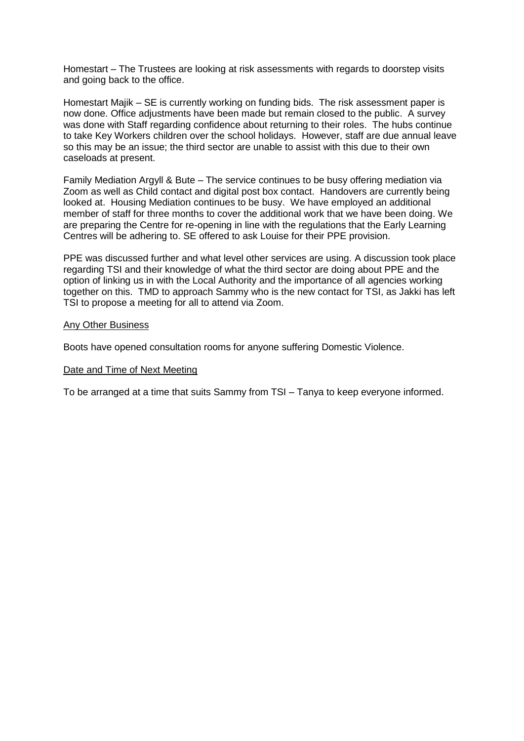Homestart – The Trustees are looking at risk assessments with regards to doorstep visits and going back to the office.

Homestart Majik – SE is currently working on funding bids. The risk assessment paper is now done. Office adjustments have been made but remain closed to the public. A survey was done with Staff regarding confidence about returning to their roles. The hubs continue to take Key Workers children over the school holidays. However, staff are due annual leave so this may be an issue; the third sector are unable to assist with this due to their own caseloads at present.

Family Mediation Argyll & Bute – The service continues to be busy offering mediation via Zoom as well as Child contact and digital post box contact. Handovers are currently being looked at. Housing Mediation continues to be busy. We have employed an additional member of staff for three months to cover the additional work that we have been doing. We are preparing the Centre for re-opening in line with the regulations that the Early Learning Centres will be adhering to. SE offered to ask Louise for their PPE provision.

PPE was discussed further and what level other services are using. A discussion took place regarding TSI and their knowledge of what the third sector are doing about PPE and the option of linking us in with the Local Authority and the importance of all agencies working together on this. TMD to approach Sammy who is the new contact for TSI, as Jakki has left TSI to propose a meeting for all to attend via Zoom.

<u>Any Other Business</u>

Boots have opened consultation rooms for anyone suffering Domestic Violence.

<u>Date and Time of Next Meeting</u>

To be arranged at a time that suits Sammy from TSI – Tanya to keep everyone informed.